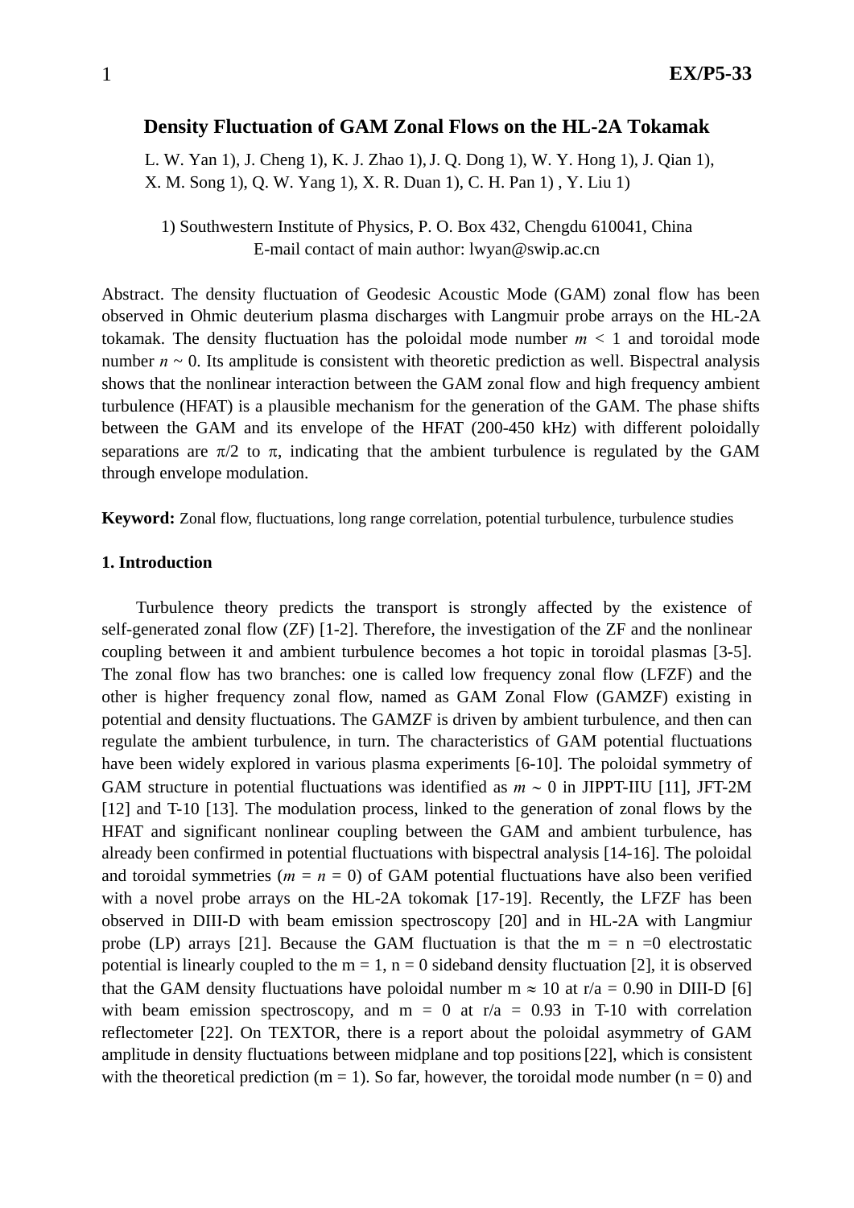# Density Fluctuation of GAM Zonal Flows on the HL-2A Tokamak

L. W. Yan 1), J. Cheng 1), K. J. Zhao 1), J. Q. Dong 1), W. Y. Hong 1), J. Qian 1), X. M. Song 1), Q. W. Yang 1), X. R. Duan 1), C. H. Pan 1) , Y. Liu 1)

1) Southwestern Institute of Physics, P. O. Box 432, Chengdu 610041, China
E-mail contact of main author: lwyan@swip.ac.cn

Abstract. The density fluctuation of Geodesic Acoustic Mode (GAM) zonal flow has been observed in Ohmic deuterium plasma discharges with Langmuir probe arrays on the HL-2A tokamak. The density fluctuation has the poloidal mode number $m < 1$ and toroidal mode number $n \sim 0$. Its amplitude is consistent with theoretic prediction as well. Bispectral analysis shows that the nonlinear interaction between the GAM zonal flow and high frequency ambient turbulence (HFAT) is a plausible mechanism for the generation of the GAM. The phase shifts between the GAM and its envelope of the HFAT (200-450 kHz) with different poloidally separations are $\pi/2$ to $\pi$, indicating that the ambient turbulence is regulated by the GAM through envelope modulation.

**Keyword:** Zonal flow, fluctuations, long range correlation, potential turbulence, turbulence studies

## 1. Introduction

Turbulence theory predicts the transport is strongly affected by the existence of self-generated zonal flow (ZF) [1-2]. Therefore, the investigation of the ZF and the nonlinear coupling between it and ambient turbulence becomes a hot topic in toroidal plasmas [3-5]. The zonal flow has two branches: one is called low frequency zonal flow (LFZF) and the other is higher frequency zonal flow, named as GAM Zonal Flow (GAMZF) existing in potential and density fluctuations. The GAMZF is driven by ambient turbulence, and then can regulate the ambient turbulence, in turn. The characteristics of GAM potential fluctuations have been widely explored in various plasma experiments [6-10]. The poloidal symmetry of GAM structure in potential fluctuations was identified as $m \sim 0$ in JIPPT-IIU [11], JFT-2M [12] and T-10 [13]. The modulation process, linked to the generation of zonal flows by the HFAT and significant nonlinear coupling between the GAM and ambient turbulence, has already been confirmed in potential fluctuations with bispectral analysis [14-16]. The poloidal and toroidal symmetries ($m = n = 0$) of GAM potential fluctuations have also been verified with a novel probe arrays on the HL-2A tokomak [17-19]. Recently, the LFZF has been observed in DIII-D with beam emission spectroscopy [20] and in HL-2A with Langmiur probe (LP) arrays [21]. Because the GAM fluctuation is that the m = n =0 electrostatic potential is linearly coupled to the m = 1, n = 0 sideband density fluctuation [2], it is observed that the GAM density fluctuations have poloidal number $m \approx 10$ at r/a = 0.90 in DIII-D [6] with beam emission spectroscopy, and m = 0 at r/a = 0.93 in T-10 with correlation reflectometer [22]. On TEXTOR, there is a report about the poloidal asymmetry of GAM amplitude in density fluctuations between midplane and top positions [22], which is consistent with the theoretical prediction (m = 1). So far, however, the toroidal mode number (n = 0) and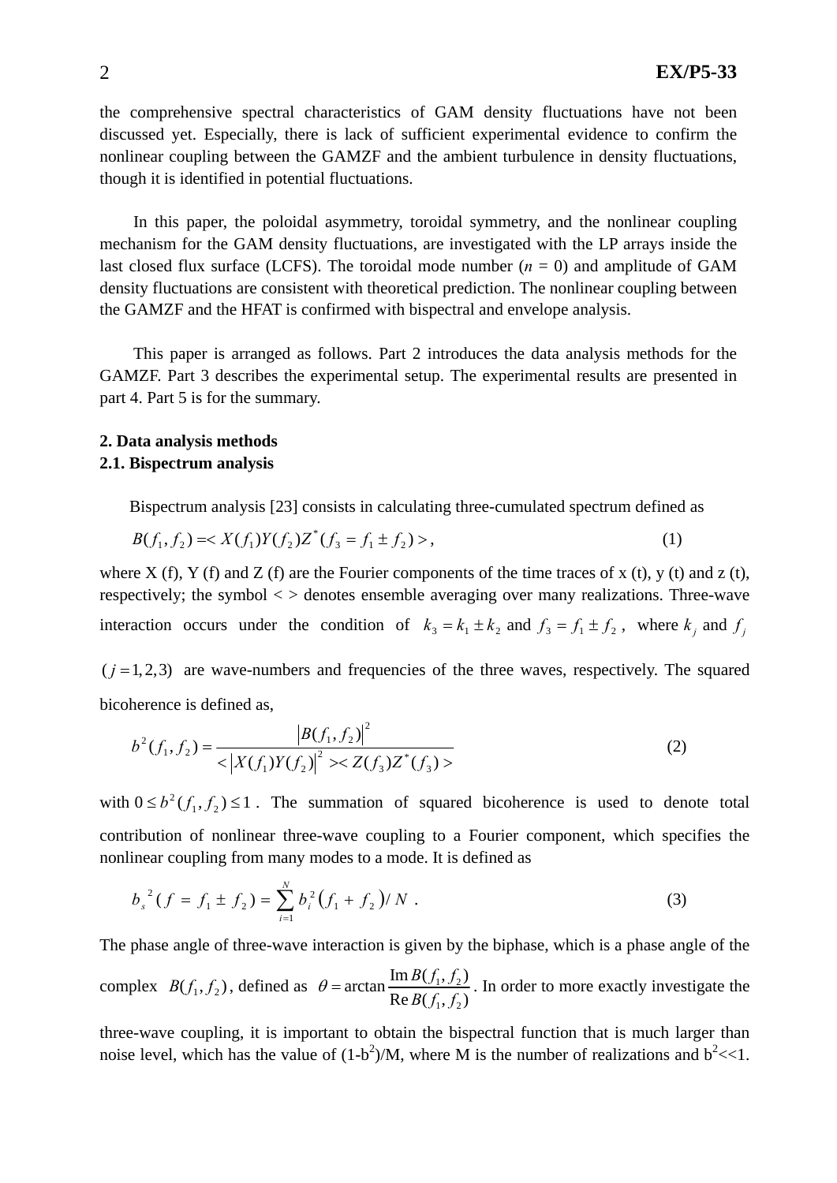the comprehensive spectral characteristics of GAM density fluctuations have not been discussed yet. Especially, there is lack of sufficient experimental evidence to confirm the nonlinear coupling between the GAMZF and the ambient turbulence in density fluctuations, though it is identified in potential fluctuations.

In this paper, the poloidal asymmetry, toroidal symmetry, and the nonlinear coupling mechanism for the GAM density fluctuations, are investigated with the LP arrays inside the last closed flux surface (LCFS). The toroidal mode number ($n$ = 0) and amplitude of GAM density fluctuations are consistent with theoretical prediction. The nonlinear coupling between the GAMZF and the HFAT is confirmed with bispectral and envelope analysis.

This paper is arranged as follows. Part 2 introduces the data analysis methods for the GAMZF. Part 3 describes the experimental setup. The experimental results are presented in part 4. Part 5 is for the summary.

## 2. Data analysis methods

### 2.1. Bispectrum analysis

Bispectrum analysis [23] consists in calculating three-cumulated spectrum defined as

$$B(f_1, f_2) = < X(f_1)Y(f_2)Z^*(f_3 = f_1 \pm f_2) >, \tag{1}$$

where X (f), Y (f) and Z (f) are the Fourier components of the time traces of x (t), y (t) and z (t), respectively; the symbol < > denotes ensemble averaging over many realizations. Three-wave interaction occurs under the condition of $k_3 = k_1 \pm k_2$ and $f_3 = f_1 \pm f_2$, where $k_j$ and $f_j$ $(j = 1, 2, 3)$ are wave-numbers and frequencies of the three waves, respectively. The squared bicoherence is defined as,

$$b^2(f_1, f_2) = \frac{\left|B(f_1, f_2)\right|^2}{< \left|X(f_1)Y(f_2)\right|^2 >< Z(f_3)Z^*(f_3) >} \tag{2}$$

with $0 \le b^2(f_1, f_2) \le 1$. The summation of squared bicoherence is used to denote total contribution of nonlinear three-wave coupling to a Fourier component, which specifies the nonlinear coupling from many modes to a mode. It is defined as

$$b_s^{\ 2}(f = f_1 \pm f_2) = \sum_{i=1}^{N} b_i^2\left(f_1 + f_2\right) / N \ . \tag{3}$$

The phase angle of three-wave interaction is given by the biphase, which is a phase angle of the complex $B(f_1, f_2)$, defined as $\theta = \arctan \dfrac{\operatorname{Im} B(f_1, f_2)}{\operatorname{Re} B(f_1, f_2)}$. In order to more exactly investigate the three-wave coupling, it is important to obtain the bispectral function that is much larger than noise level, which has the value of $(1\text{-}b^2)/M$, where M is the number of realizations and $b^2 \ll 1$.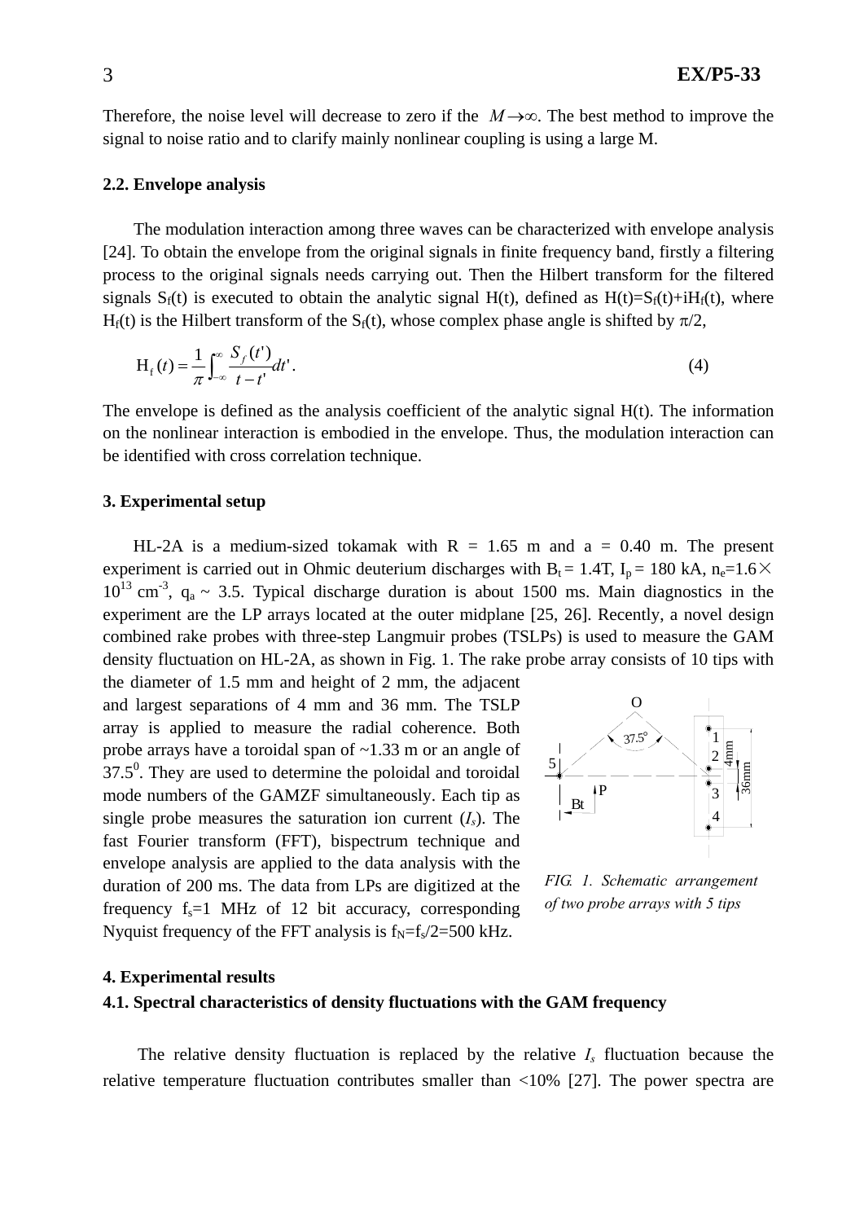Therefore, the noise level will decrease to zero if the $M \to \infty$. The best method to improve the signal to noise ratio and to clarify mainly nonlinear coupling is using a large M.

### 2.2. Envelope analysis

The modulation interaction among three waves can be characterized with envelope analysis [24]. To obtain the envelope from the original signals in finite frequency band, firstly a filtering process to the original signals needs carrying out. Then the Hilbert transform for the filtered signals $S_f(t)$ is executed to obtain the analytic signal H(t), defined as $H(t)=S_f(t)+iH_f(t)$, where $H_f(t)$ is the Hilbert transform of the $S_f(t)$, whose complex phase angle is shifted by $\pi/2$,

$$\mathrm{H}_f(t) = \frac{1}{\pi}\int_{-\infty}^{\infty} \frac{S_f(t')}{t-t'}dt' . \tag{4}$$

The envelope is defined as the analysis coefficient of the analytic signal H(t). The information on the nonlinear interaction is embodied in the envelope. Thus, the modulation interaction can be identified with cross correlation technique.

## 3. Experimental setup

HL-2A is a medium-sized tokamak with R = 1.65 m and a = 0.40 m. The present experiment is carried out in Ohmic deuterium discharges with $B_t$ = 1.4T, $I_p$ = 180 kA, $n_e$=1.6× $10^{13}$ cm$^{-3}$, $q_a$ ~ 3.5. Typical discharge duration is about 1500 ms. Main diagnostics in the experiment are the LP arrays located at the outer midplane [25, 26]. Recently, a novel design combined rake probes with three-step Langmuir probes (TSLPs) is used to measure the GAM density fluctuation on HL-2A, as shown in Fig. 1. The rake probe array consists of 10 tips with the diameter of 1.5 mm and height of 2 mm, the adjacent and largest separations of 4 mm and 36 mm. The TSLP array is applied to measure the radial coherence. Both probe arrays have a toroidal span of ~1.33 m or an angle of $37.5^0$. They are used to determine the poloidal and toroidal mode numbers of the GAMZF simultaneously. Each tip as single probe measures the saturation ion current ($I_s$). The fast Fourier transform (FFT), bispectrum technique and envelope analysis are applied to the data analysis with the duration of 200 ms. The data from LPs are digitized at the frequency $f_s$=1 MHz of 12 bit accuracy, corresponding Nyquist frequency of the FFT analysis is $f_N=f_s/2$=500 kHz.

*FIG. 1. Schematic arrangement of two probe arrays with 5 tips*

## 4. Experimental results

### 4.1. Spectral characteristics of density fluctuations with the GAM frequency

The relative density fluctuation is replaced by the relative $I_s$ fluctuation because the relative temperature fluctuation contributes smaller than <10% [27]. The power spectra are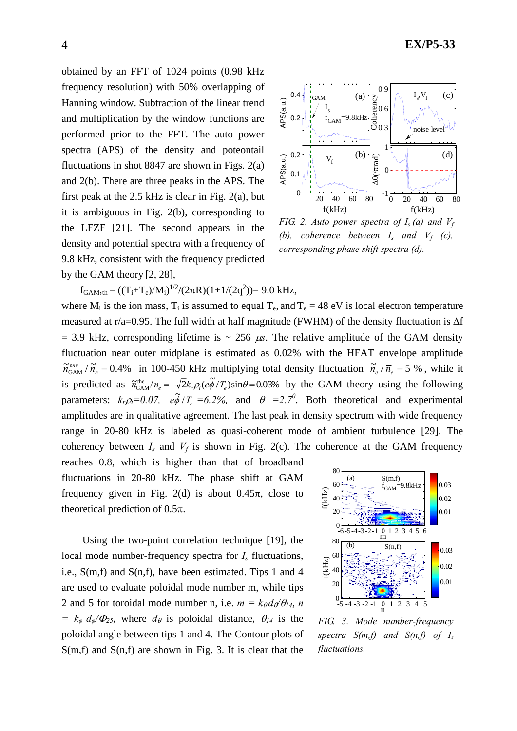obtained by an FFT of 1024 points (0.98 kHz frequency resolution) with 50% overlapping of Hanning window. Subtraction of the linear trend and multiplication by the window functions are performed prior to the FFT. The auto power spectra (APS) of the density and poteontail fluctuations in shot 8847 are shown in Figs. 2(a) and 2(b). There are three peaks in the APS. The first peak at the 2.5 kHz is clear in Fig. 2(a), but it is ambiguous in Fig. 2(b), corresponding to the LFZF [21]. The second appears in the density and potential spectra with a frequency of 9.8 kHz, consistent with the frequency predicted by the GAM theory [2, 28],

*FIG. 2. Auto power spectra of $I_s$ (a) and $V_f$ (b), coherence between $I_s$ and $V_f$ (c), corresponding phase shift spectra (d).*

$$f_{GAM,th} = ((T_i+T_e)/M_i)^{1/2}/(2\pi R)(1+1/(2q^2)) = 9.0 \text{ kHz},$$

where $M_i$ is the ion mass, $T_i$ is assumed to equal $T_e$, and $T_e$ = 48 eV is local electron temperature measured at r/a=0.95. The full width at half magnitude (FWHM) of the density fluctuation is $\Delta f$ = 3.9 kHz, corresponding lifetime is ~ 256 $\mu s$. The relative amplitude of the GAM density fluctuation near outer midplane is estimated as 0.02% with the HFAT envelope amplitude $\tilde{n}^{env}_{GAM}/\tilde{n}_e = 0.4\%$ in 100-450 kHz multiplying total density fluctuation $\tilde{n}_e/\bar{n}_e = 5$ %, while it is predicted as $\tilde{n}^{the}_{GAM}/n_e = -\sqrt{2}k_r\rho_i(e\tilde{\phi}/T_e)\sin\theta = 0.03\%$ by the GAM theory using the following parameters: $k_r\rho_i=0.07$, $e\tilde{\phi}/T_e=6.2\%$, and $\theta=2.7^0$. Both theoretical and experimental amplitudes are in qualitative agreement. The last peak in density spectrum with wide frequency range in 20-80 kHz is labeled as quasi-coherent mode of ambient turbulence [29]. The coherency between $I_s$ and $V_f$ is shown in Fig. 2(c). The coherence at the GAM frequency reaches 0.8, which is higher than that of broadband fluctuations in 20-80 kHz. The phase shift at GAM frequency given in Fig. 2(d) is about 0.45$\pi$, close to theoretical prediction of 0.5$\pi$.

Using the two-point correlation technique [19], the local mode number-frequency spectra for $I_s$ fluctuations, i.e., S(m,f) and S(n,f), have been estimated. Tips 1 and 4 are used to evaluate poloidal mode number m, while tips 2 and 5 for toroidal mode number n, i.e. $m = k_\theta d_\theta/\theta_{14}$, $n = k_\varphi d_\varphi/\Phi_{25}$, where $d_\theta$ is poloidal distance, $\theta_{14}$ is the poloidal angle between tips 1 and 4. The Contour plots of S(m,f) and S(n,f) are shown in Fig. 3. It is clear that the

*FIG. 3. Mode number-frequency spectra S(m,f) and S(n,f) of $I_s$ fluctuations.*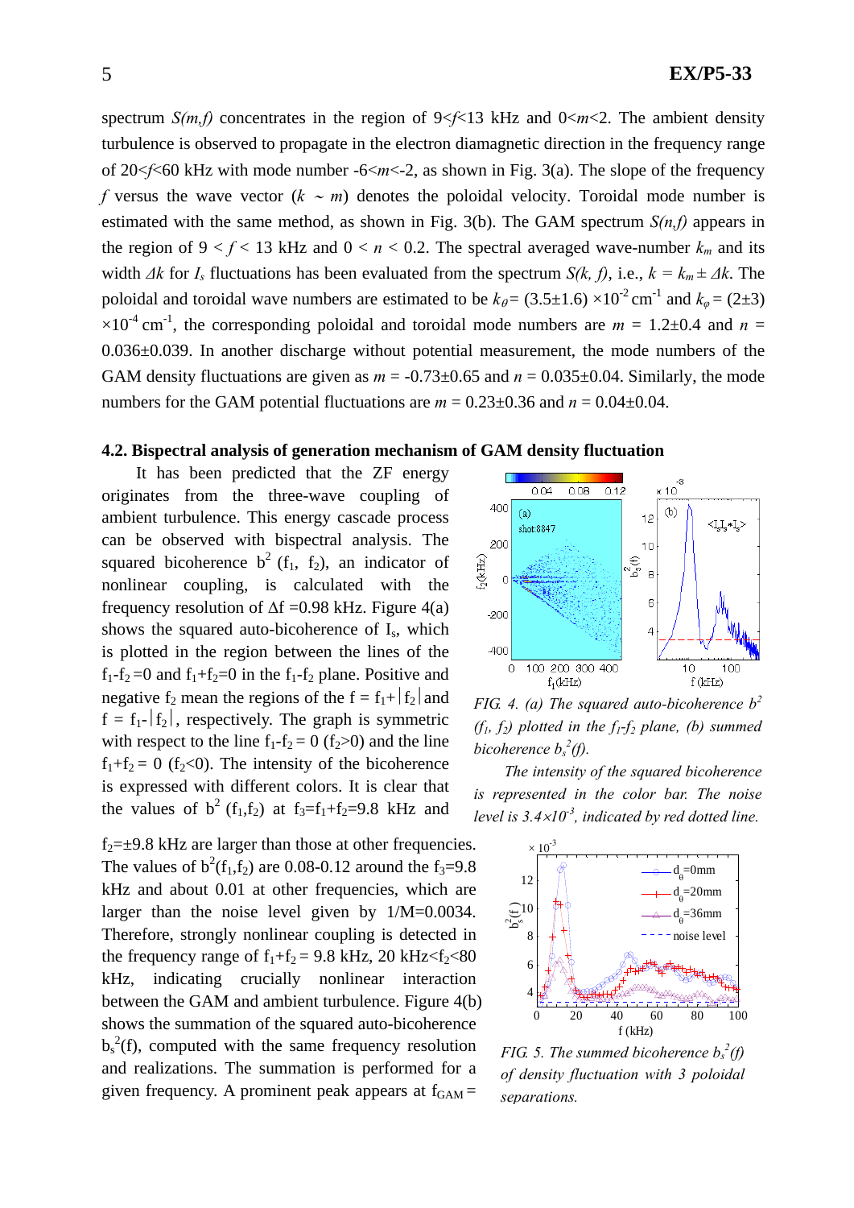spectrum $S(m,f)$ concentrates in the region of $9<f<13$ kHz and $0<m<2$. The ambient density turbulence is observed to propagate in the electron diamagnetic direction in the frequency range of $20<f<60$ kHz with mode number $-6<m<-2$, as shown in Fig. 3(a). The slope of the frequency $f$ versus the wave vector ($k \sim m$) denotes the poloidal velocity. Toroidal mode number is estimated with the same method, as shown in Fig. 3(b). The GAM spectrum $S(n,f)$ appears in the region of $9 < f < 13$ kHz and $0 < n < 0.2$. The spectral averaged wave-number $k_m$ and its width $\Delta k$ for $I_s$ fluctuations has been evaluated from the spectrum $S(k, f)$, i.e., $k = k_m \pm \Delta k$. The poloidal and toroidal wave numbers are estimated to be $k_\theta = (3.5\pm1.6)\times10^{-2}$ cm$^{-1}$ and $k_\varphi = (2\pm3)\times10^{-4}$ cm$^{-1}$, the corresponding poloidal and toroidal mode numbers are $m = 1.2\pm0.4$ and $n = 0.036\pm0.039$. In another discharge without potential measurement, the mode numbers of the GAM density fluctuations are given as $m = -0.73\pm0.65$ and $n = 0.035\pm0.04$. Similarly, the mode numbers for the GAM potential fluctuations are $m = 0.23\pm0.36$ and $n = 0.04\pm0.04$.

### 4.2. Bispectral analysis of generation mechanism of GAM density fluctuation

It has been predicted that the ZF energy originates from the three-wave coupling of ambient turbulence. This energy cascade process can be observed with bispectral analysis. The squared bicoherence $b^2(f_1, f_2)$, an indicator of nonlinear coupling, is calculated with the frequency resolution of $\Delta f = 0.98$ kHz. Figure 4(a) shows the squared auto-bicoherence of $I_s$, which is plotted in the region between the lines of the $f_1-f_2=0$ and $f_1+f_2=0$ in the $f_1$-$f_2$ plane. Positive and negative $f_2$ mean the regions of the $f = f_1+|f_2|$ and $f = f_1-|f_2|$, respectively. The graph is symmetric with respect to the line $f_1-f_2 = 0$ ($f_2>0$) and the line $f_1+f_2 = 0$ ($f_2<0$). The intensity of the bicoherence is expressed with different colors. It is clear that the values of $b^2(f_1,f_2)$ at $f_3=f_1+f_2=9.8$ kHz and $f_2=\pm9.8$ kHz are larger than those at other frequencies. The values of $b^2(f_1,f_2)$ are 0.08-0.12 around the $f_3=9.8$ kHz and about 0.01 at other frequencies, which are larger than the noise level given by $1/M=0.0034$. Therefore, strongly nonlinear coupling is detected in the frequency range of $f_1+f_2 = 9.8$ kHz, $20 \text{ kHz}<f_2<80$ kHz, indicating crucially nonlinear interaction between the GAM and ambient turbulence. Figure 4(b) shows the summation of the squared auto-bicoherence $b_s^2(f)$, computed with the same frequency resolution and realizations. The summation is performed for a given frequency. A prominent peak appears at $f_{GAM} =$

*FIG. 4. (a) The squared auto-bicoherence $b^2(f_1, f_2)$ plotted in the $f_1$-$f_2$ plane, (b) summed bicoherence $b_s^2(f)$.*

*The intensity of the squared bicoherence is represented in the color bar. The noise level is $3.4\times10^{-3}$, indicated by red dotted line.*

*FIG. 5. The summed bicoherence $b_s^2(f)$ of density fluctuation with 3 poloidal separations.*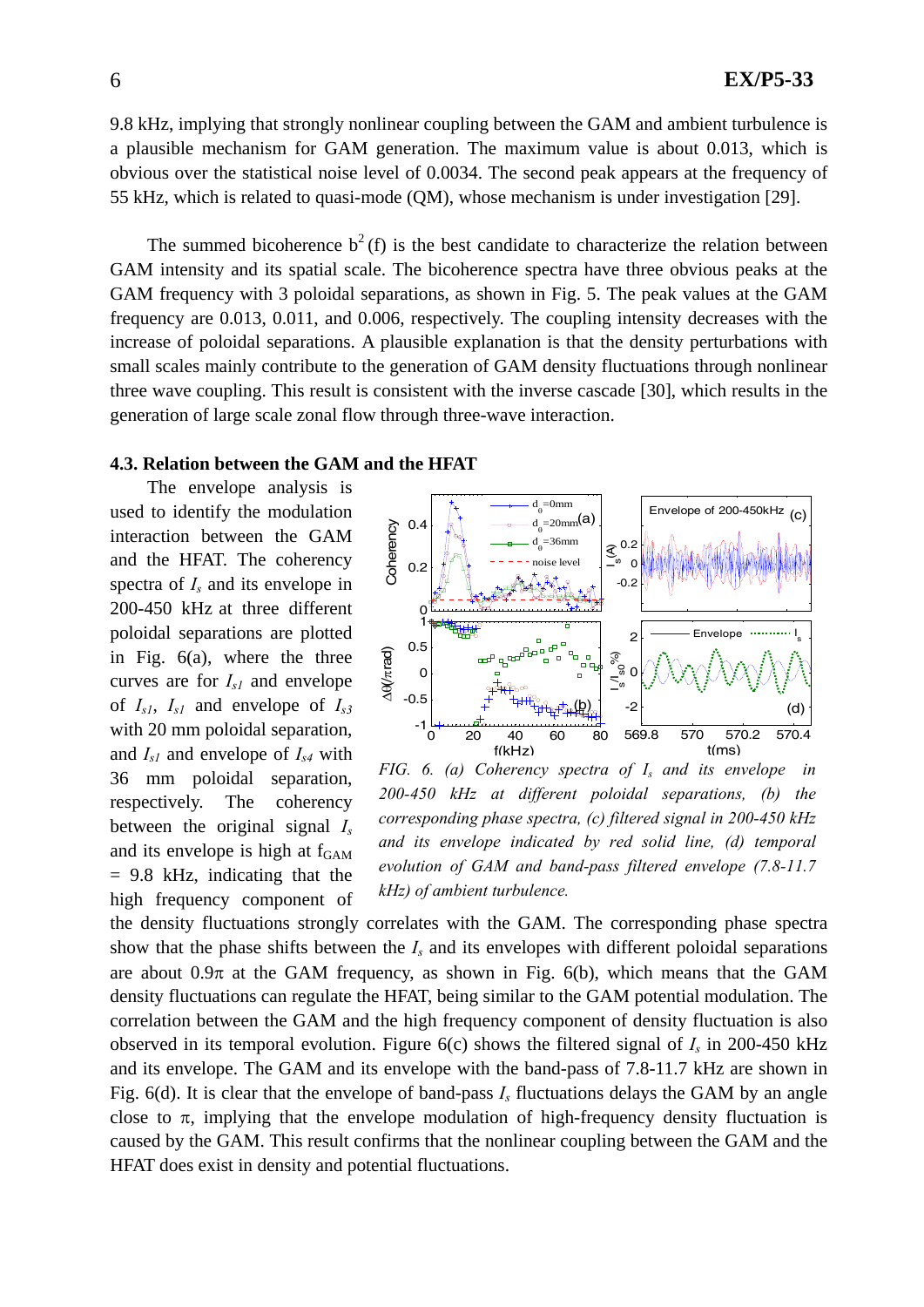9.8 kHz, implying that strongly nonlinear coupling between the GAM and ambient turbulence is a plausible mechanism for GAM generation. The maximum value is about 0.013, which is obvious over the statistical noise level of 0.0034. The second peak appears at the frequency of 55 kHz, which is related to quasi-mode (QM), whose mechanism is under investigation [29].

The summed bicoherence $b^2(f)$ is the best candidate to characterize the relation between GAM intensity and its spatial scale. The bicoherence spectra have three obvious peaks at the GAM frequency with 3 poloidal separations, as shown in Fig. 5. The peak values at the GAM frequency are 0.013, 0.011, and 0.006, respectively. The coupling intensity decreases with the increase of poloidal separations. A plausible explanation is that the density perturbations with small scales mainly contribute to the generation of GAM density fluctuations through nonlinear three wave coupling. This result is consistent with the inverse cascade [30], which results in the generation of large scale zonal flow through three-wave interaction.

### 4.3. Relation between the GAM and the HFAT

The envelope analysis is used to identify the modulation interaction between the GAM and the HFAT. The coherency spectra of $I_s$ and its envelope in 200-450 kHz at three different poloidal separations are plotted in Fig. 6(a), where the three curves are for $I_{s1}$ and envelope of $I_{s1}$, $I_{s1}$ and envelope of $I_{s3}$ with 20 mm poloidal separation, and $I_{s1}$ and envelope of $I_{s4}$ with 36 mm poloidal separation, respectively. The coherency between the original signal $I_s$ and its envelope is high at $f_{GAM}$ = 9.8 kHz, indicating that the high frequency component of the density fluctuations strongly correlates with the GAM. The corresponding phase spectra show that the phase shifts between the $I_s$ and its envelopes with different poloidal separations are about 0.9π at the GAM frequency, as shown in Fig. 6(b), which means that the GAM density fluctuations can regulate the HFAT, being similar to the GAM potential modulation. The correlation between the GAM and the high frequency component of density fluctuation is also observed in its temporal evolution. Figure 6(c) shows the filtered signal of $I_s$ in 200-450 kHz and its envelope. The GAM and its envelope with the band-pass of 7.8-11.7 kHz are shown in Fig. 6(d). It is clear that the envelope of band-pass $I_s$ fluctuations delays the GAM by an angle close to π, implying that the envelope modulation of high-frequency density fluctuation is caused by the GAM. This result confirms that the nonlinear coupling between the GAM and the HFAT does exist in density and potential fluctuations.

*FIG. 6. (a) Coherency spectra of $I_s$ and its envelope in 200-450 kHz at different poloidal separations, (b) the corresponding phase spectra, (c) filtered signal in 200-450 kHz and its envelope indicated by red solid line, (d) temporal evolution of GAM and band-pass filtered envelope (7.8-11.7 kHz) of ambient turbulence.*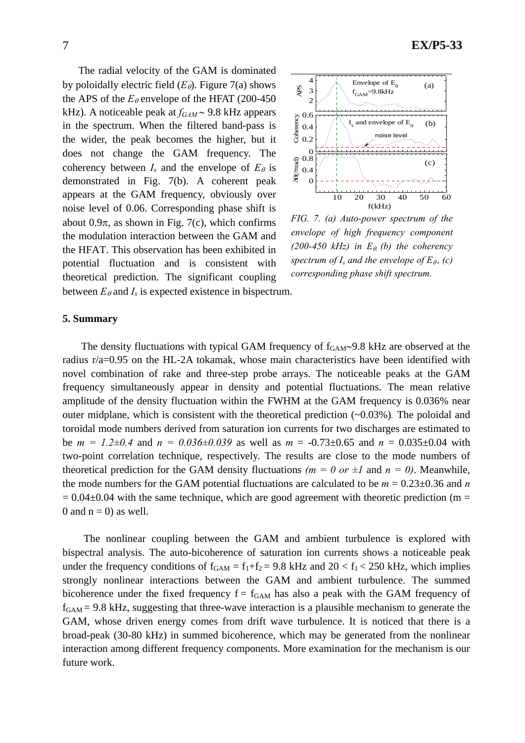The radial velocity of the GAM is dominated by poloidally electric field ($E_\theta$). Figure 7(a) shows the APS of the $E_\theta$ envelope of the HFAT (200-450 kHz). A noticeable peak at $f_{GAM} \sim$ 9.8 kHz appears in the spectrum. When the filtered band-pass is the wider, the peak becomes the higher, but it does not change the GAM frequency. The coherency between $I_s$ and the envelope of $E_\theta$ is demonstrated in Fig. 7(b). A coherent peak appears at the GAM frequency, obviously over noise level of 0.06. Corresponding phase shift is about $0.9\pi$, as shown in Fig. 7(c), which confirms the modulation interaction between the GAM and the HFAT. This observation has been exhibited in potential fluctuation and is consistent with theoretical prediction. The significant coupling between $E_\theta$ and $I_s$ is expected existence in bispectrum.

*FIG. 7. (a) Auto-power spectrum of the envelope of high frequency component (200-450 kHz) in $E_\theta$, (b) the coherency spectrum of $I_s$ and the envelope of $E_\theta$, (c) corresponding phase shift spectrum.*

## 5. Summary

The density fluctuations with typical GAM frequency of $f_{GAM}$~9.8 kHz are observed at the radius r/a=0.95 on the HL-2A tokamak, whose main characteristics have been identified with novel combination of rake and three-step probe arrays. The noticeable peaks at the GAM frequency simultaneously appear in density and potential fluctuations. The mean relative amplitude of the density fluctuation within the FWHM at the GAM frequency is 0.036% near outer midplane, which is consistent with the theoretical prediction (~0.03%). The poloidal and toroidal mode numbers derived from saturation ion currents for two discharges are estimated to be $m = 1.2\pm0.4$ and $n = 0.036\pm0.039$ as well as $m$ = -0.73±0.65 and $n$ = 0.035±0.04 with two-point correlation technique, respectively. The results are close to the mode numbers of theoretical prediction for the GAM density fluctuations *($m = 0$ or $\pm1$* and *$n = 0$)*. Meanwhile, the mode numbers for the GAM potential fluctuations are calculated to be $m$ = 0.23±0.36 and $n$ = 0.04±0.04 with the same technique, which are good agreement with theoretic prediction (m = 0 and n = 0) as well.

The nonlinear coupling between the GAM and ambient turbulence is explored with bispectral analysis. The auto-bicoherence of saturation ion currents shows a noticeable peak under the frequency conditions of $f_{GAM} = f_1+f_2$ = 9.8 kHz and 20 < $f_1$ < 250 kHz, which implies strongly nonlinear interactions between the GAM and ambient turbulence. The summed bicoherence under the fixed frequency $f = f_{GAM}$ has also a peak with the GAM frequency of $f_{GAM}$ = 9.8 kHz, suggesting that three-wave interaction is a plausible mechanism to generate the GAM, whose driven energy comes from drift wave turbulence. It is noticed that there is a broad-peak (30-80 kHz) in summed bicoherence, which may be generated from the nonlinear interaction among different frequency components. More examination for the mechanism is our future work.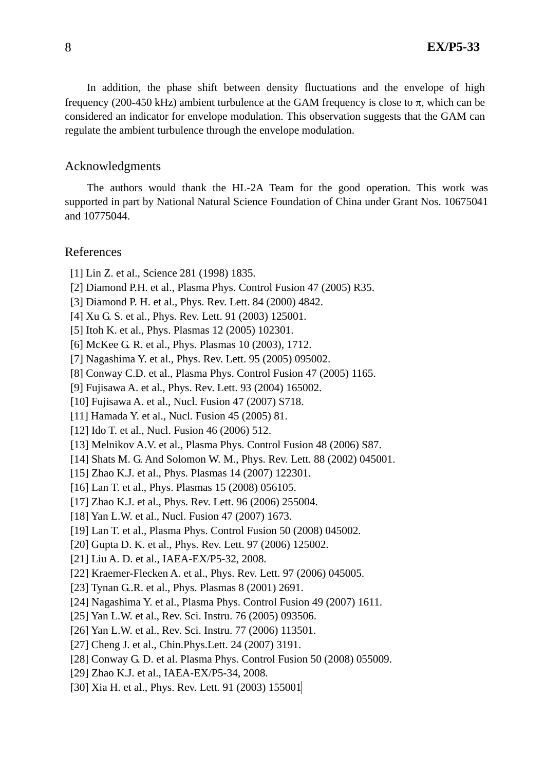In addition, the phase shift between density fluctuations and the envelope of high frequency (200-450 kHz) ambient turbulence at the GAM frequency is close to $\pi$, which can be considered an indicator for envelope modulation. This observation suggests that the GAM can regulate the ambient turbulence through the envelope modulation.

## Acknowledgments

The authors would thank the HL-2A Team for the good operation. This work was supported in part by National Natural Science Foundation of China under Grant Nos. 10675041 and 10775044.

## References

[1] Lin Z. et al., Science 281 (1998) 1835.
[2] Diamond P.H. et al., Plasma Phys. Control Fusion 47 (2005) R35.
[3] Diamond P. H. et al., Phys. Rev. Lett. 84 (2000) 4842.
[4] Xu G. S. et al., Phys. Rev. Lett. 91 (2003) 125001.
[5] Itoh K. et al., Phys. Plasmas 12 (2005) 102301.
[6] McKee G. R. et al., Phys. Plasmas 10 (2003), 1712.
[7] Nagashima Y. et al., Phys. Rev. Lett. 95 (2005) 095002.
[8] Conway C.D. et al., Plasma Phys. Control Fusion 47 (2005) 1165.
[9] Fujisawa A. et al., Phys. Rev. Lett. 93 (2004) 165002.
[10] Fujisawa A. et al., Nucl. Fusion 47 (2007) S718.
[11] Hamada Y. et al., Nucl. Fusion 45 (2005) 81.
[12] Ido T. et al., Nucl. Fusion 46 (2006) 512.
[13] Melnikov A.V. et al., Plasma Phys. Control Fusion 48 (2006) S87.
[14] Shats M. G. And Solomon W. M., Phys. Rev. Lett. 88 (2002) 045001.
[15] Zhao K.J. et al., Phys. Plasmas 14 (2007) 122301.
[16] Lan T. et al., Phys. Plasmas 15 (2008) 056105.
[17] Zhao K.J. et al., Phys. Rev. Lett. 96 (2006) 255004.
[18] Yan L.W. et al., Nucl. Fusion 47 (2007) 1673.
[19] Lan T. et al., Plasma Phys. Control Fusion 50 (2008) 045002.
[20] Gupta D. K. et al., Phys. Rev. Lett. 97 (2006) 125002.
[21] Liu A. D. et al., IAEA-EX/P5-32, 2008.
[22] Kraemer-Flecken A. et al., Phys. Rev. Lett. 97 (2006) 045005.
[23] Tynan G..R. et al., Phys. Plasmas 8 (2001) 2691.
[24] Nagashima Y. et al., Plasma Phys. Control Fusion 49 (2007) 1611.
[25] Yan L.W. et al., Rev. Sci. Instru. 76 (2005) 093506.
[26] Yan L.W. et al., Rev. Sci. Instru. 77 (2006) 113501.
[27] Cheng J. et al., Chin.Phys.Lett. 24 (2007) 3191.
[28] Conway G. D. et al. Plasma Phys. Control Fusion 50 (2008) 055009.
[29] Zhao K.J. et al., IAEA-EX/P5-34, 2008.
[30] Xia H. et al., Phys. Rev. Lett. 91 (2003) 155001